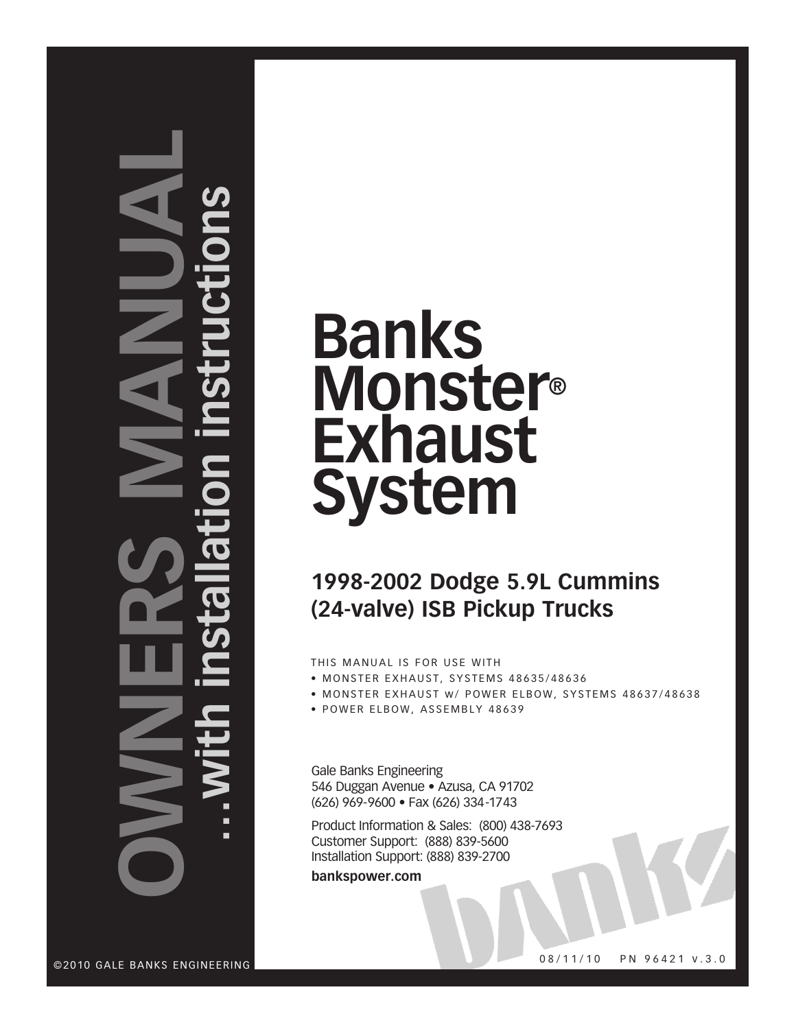# OWNERS MANUAL

## ...with installation instructions

# Banks Monster® Exhaust System

## 1998-2002 Dodge 5.9L Cummins (24-valve) ISB Pickup Trucks

THIS MANUAL IS FOR USE WITH

- MONSTER EXHAUST, SYSTEMS 48635/48636
- MONSTER EXHAUST w/ POWER ELBOW, SYSTEMS 48637/48638
- POWER ELBOW, ASSEMBLY 48639

Gale Banks Engineering
546 Duggan Avenue • Azusa, CA 91702
(626) 969-9600 • Fax (626) 334-1743

Product Information & Sales: (800) 438-7693
Customer Support: (888) 839-5600
Installation Support: (888) 839-2700

**bankspower.com**

©2010 GALE BANKS ENGINEERING

08/11/10 PN 96421 v.3.0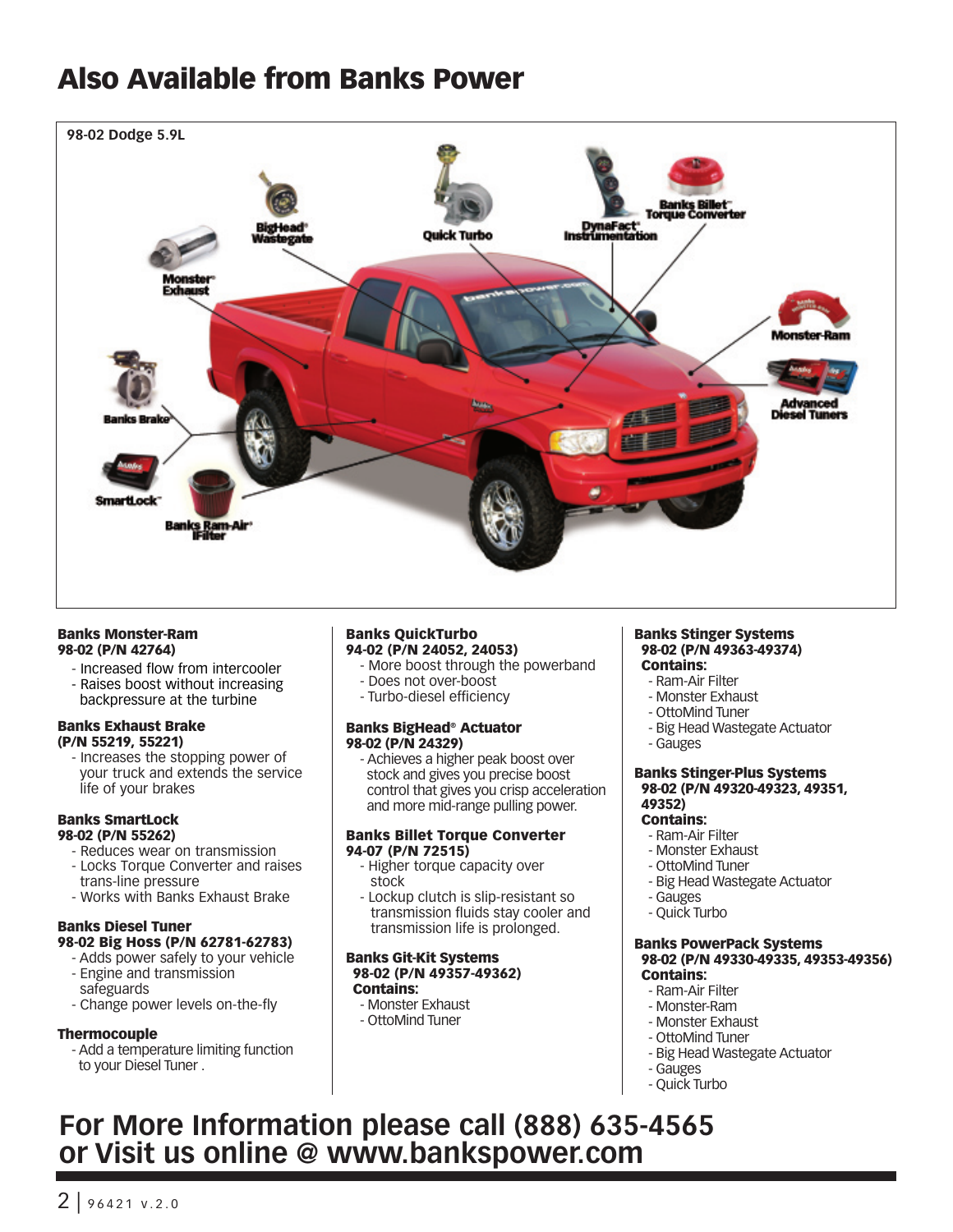# Also Available from Banks Power

98-02 Dodge 5.9L

BigHead® Wastegate

Quick Turbo

DynaFact® Instrumentation

Banks Billet™ Torque Converter

Monster® Exhaust

Monster-Ram

Advanced Diesel Tuners

Banks Brake®

SmartLock™

Banks Ram-Air® Filter

**Banks Monster-Ram**
**98-02 (P/N 42764)**
- Increased flow from intercooler
- Raises boost without increasing backpressure at the turbine

**Banks Exhaust Brake**
**(P/N 55219, 55221)**
- Increases the stopping power of your truck and extends the service life of your brakes

**Banks SmartLock**
**98-02 (P/N 55262)**
- Reduces wear on transmission
- Locks Torque Converter and raises trans-line pressure
- Works with Banks Exhaust Brake

**Banks Diesel Tuner**
**98-02 Big Hoss (P/N 62781-62783)**
- Adds power safely to your vehicle
- Engine and transmission safeguards
- Change power levels on-the-fly

**Thermocouple**
- Add a temperature limiting function to your Diesel Tuner .

**Banks QuickTurbo**
**94-02 (P/N 24052, 24053)**
- More boost through the powerband
- Does not over-boost
- Turbo-diesel efficiency

**Banks BigHead® Actuator**
**98-02 (P/N 24329)**
- Achieves a higher peak boost over stock and gives you precise boost control that gives you crisp acceleration and more mid-range pulling power.

**Banks Billet Torque Converter**
**94-07 (P/N 72515)**
- Higher torque capacity over stock
- Lockup clutch is slip-resistant so transmission fluids stay cooler and transmission life is prolonged.

**Banks Git-Kit Systems**
**98-02 (P/N 49357-49362)**
**Contains:**
- Monster Exhaust
- OttoMind Tuner

**Banks Stinger Systems**
**98-02 (P/N 49363-49374)**
**Contains:**
- Ram-Air Filter
- Monster Exhaust
- OttoMind Tuner
- Big Head Wastegate Actuator
- Gauges

**Banks Stinger-Plus Systems**
**98-02 (P/N 49320-49323, 49351, 49352)**
**Contains:**
- Ram-Air Filter
- Monster Exhaust
- OttoMind Tuner
- Big Head Wastegate Actuator
- Gauges
- Quick Turbo

**Banks PowerPack Systems**
**98-02 (P/N 49330-49335, 49353-49356)**
**Contains:**
- Ram-Air Filter
- Monster-Ram
- Monster Exhaust
- OttoMind Tuner
- Big Head Wastegate Actuator
- Gauges
- Quick Turbo

## For More Information please call (888) 635-4565 or Visit us online @ www.bankspower.com

96421 v.2.0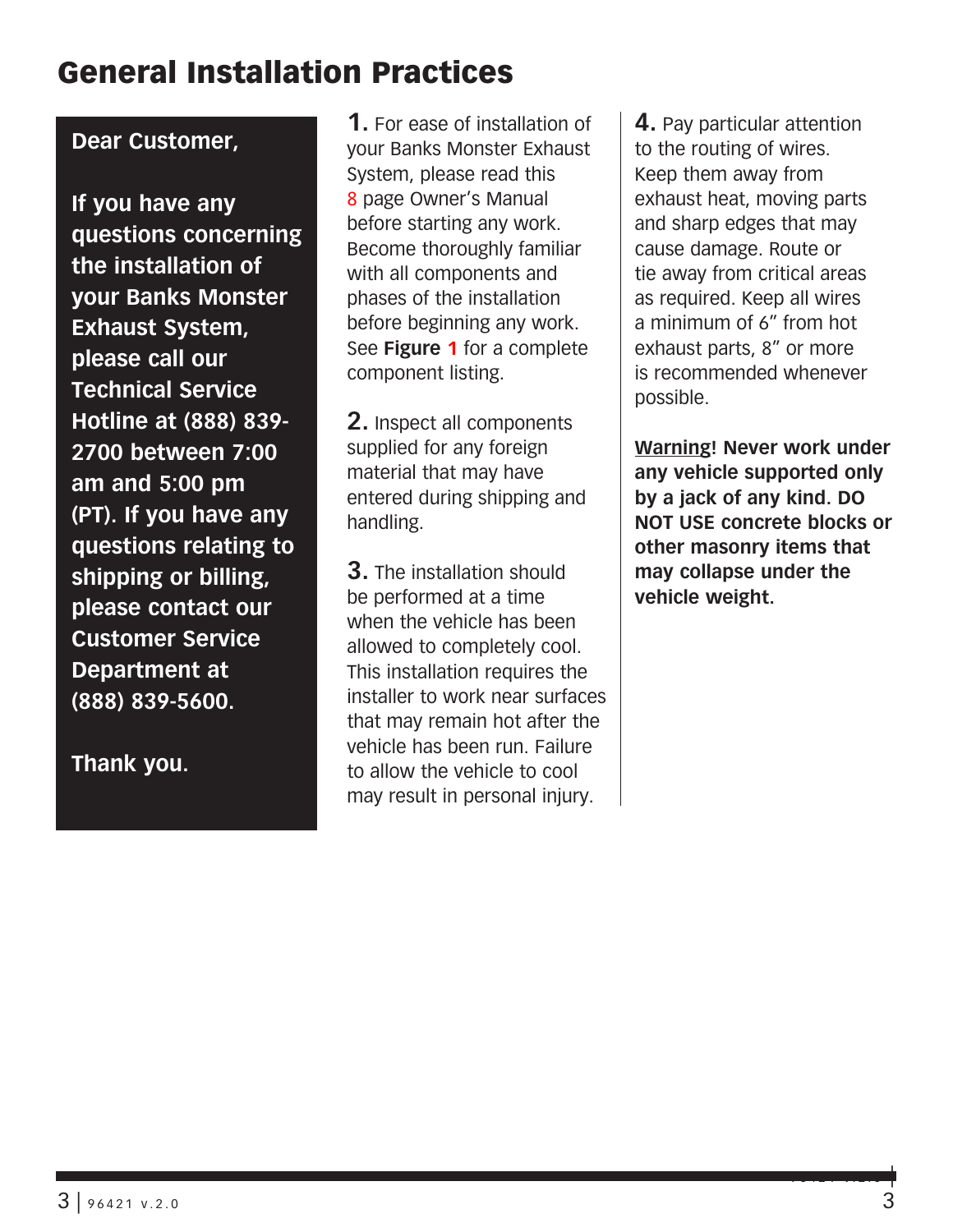# General Installation Practices

**Dear Customer,**

**If you have any questions concerning the installation of your Banks Monster Exhaust System, please call our Technical Service Hotline at (888) 839-2700 between 7:00 am and 5:00 pm (PT). If you have any questions relating to shipping or billing, please contact our Customer Service Department at (888) 839-5600.**

**Thank you.**

**1.** For ease of installation of your Banks Monster Exhaust System, please read this 8 page Owner's Manual before starting any work. Become thoroughly familiar with all components and phases of the installation before beginning any work. See **Figure 1** for a complete component listing.

**2.** Inspect all components supplied for any foreign material that may have entered during shipping and handling.

**3.** The installation should be performed at a time when the vehicle has been allowed to completely cool. This installation requires the installer to work near surfaces that may remain hot after the vehicle has been run. Failure to allow the vehicle to cool may result in personal injury.

**4.** Pay particular attention to the routing of wires. Keep them away from exhaust heat, moving parts and sharp edges that may cause damage. Route or tie away from critical areas as required. Keep all wires a minimum of 6" from hot exhaust parts, 8" or more is recommended whenever possible.

**Warning! Never work under any vehicle supported only by a jack of any kind. DO NOT USE concrete blocks or other masonry items that may collapse under the vehicle weight.**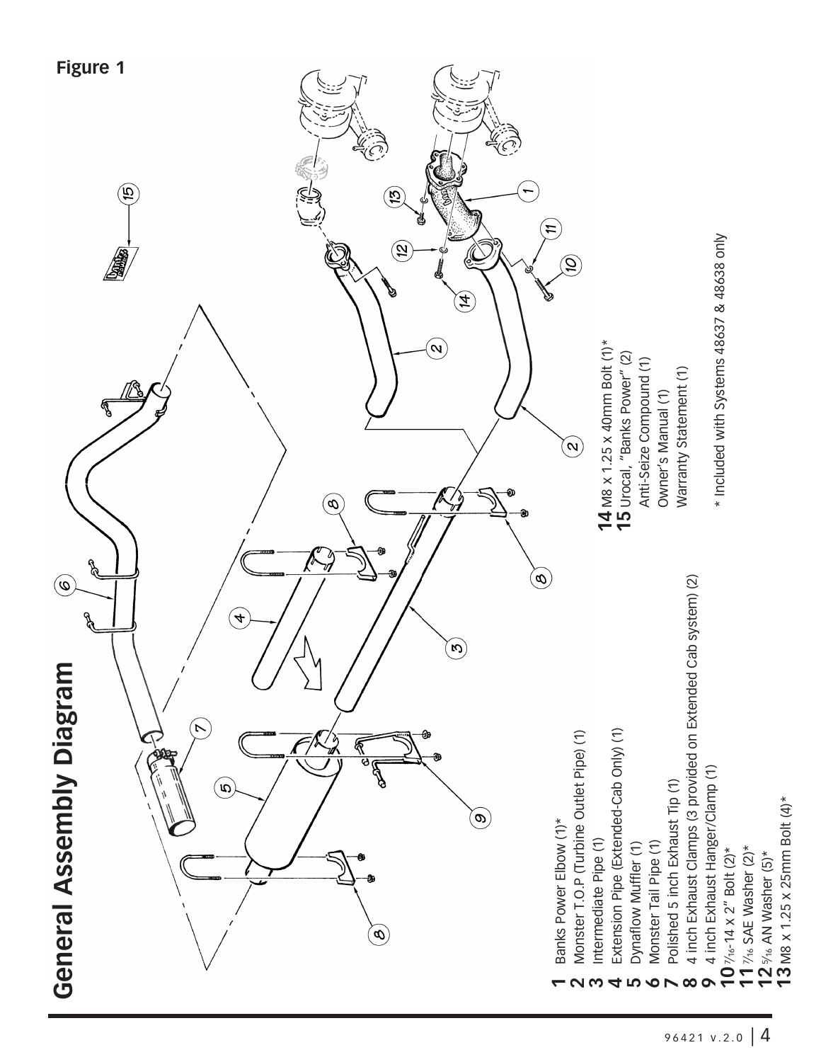**Figure 1**

# General Assembly Diagram

**1** Banks Power Elbow (1)*
**2** Monster T.O.P (Turbine Outlet Pipe) (1)
**3** Intermediate Pipe (1)
**4** Extension Pipe (Extended-Cab Only) (1)
**5** Dynaflow Muffler (1)
**6** Monster Tail Pipe (1)
**7** Polished 5 inch Exhaust Tip (1)
**8** 4 inch Exhaust Clamps (3 provided on Extended Cab system) (2)
**9** 4 inch Exhaust Hanger/Clamp (1)
**10** 7/16-14 x 2" Bolt (2)*
**11** 7/16 SAE Washer (2)*
**12** 5/16 AN Washer (5)*
**13** M8 x 1.25 x 25mm Bolt (4)*
**14** M8 x 1.25 x 40mm Bolt (1)*
**15** Urocal, "Banks Power" (2)
Anti-Seize Compound (1)
Owner's Manual (1)
Warranty Statement (1)

\* Included with Systems 48637 & 48638 only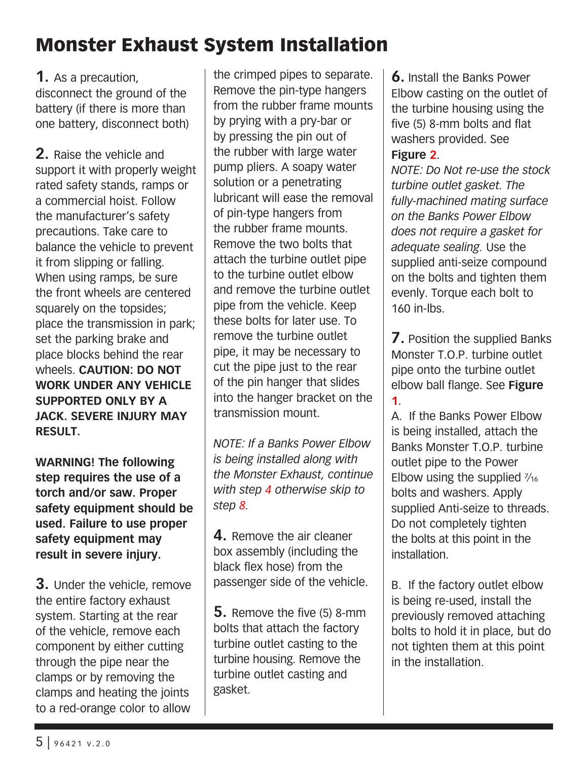# Monster Exhaust System Installation

**1.** As a precaution, disconnect the ground of the battery (if there is more than one battery, disconnect both)

**2.** Raise the vehicle and support it with properly weight rated safety stands, ramps or a commercial hoist. Follow the manufacturer's safety precautions. Take care to balance the vehicle to prevent it from slipping or falling. When using ramps, be sure the front wheels are centered squarely on the topsides; place the transmission in park; set the parking brake and place blocks behind the rear wheels. **CAUTION: DO NOT WORK UNDER ANY VEHICLE SUPPORTED ONLY BY A JACK. SEVERE INJURY MAY RESULT.**

**WARNING! The following step requires the use of a torch and/or saw. Proper safety equipment should be used. Failure to use proper safety equipment may result in severe injury.**

**3.** Under the vehicle, remove the entire factory exhaust system. Starting at the rear of the vehicle, remove each component by either cutting through the pipe near the clamps or by removing the clamps and heating the joints to a red-orange color to allow the crimped pipes to separate. Remove the pin-type hangers from the rubber frame mounts by prying with a pry-bar or by pressing the pin out of the rubber with large water pump pliers. A soapy water solution or a penetrating lubricant will ease the removal of pin-type hangers from the rubber frame mounts. Remove the two bolts that attach the turbine outlet pipe to the turbine outlet elbow and remove the turbine outlet pipe from the vehicle. Keep these bolts for later use. To remove the turbine outlet pipe, it may be necessary to cut the pipe just to the rear of the pin hanger that slides into the hanger bracket on the transmission mount.

*NOTE: If a Banks Power Elbow is being installed along with the Monster Exhaust, continue with step 4 otherwise skip to step 8.*

**4.** Remove the air cleaner box assembly (including the black flex hose) from the passenger side of the vehicle.

**5.** Remove the five (5) 8-mm bolts that attach the factory turbine outlet casting to the turbine housing. Remove the turbine outlet casting and gasket.

**6.** Install the Banks Power Elbow casting on the outlet of the turbine housing using the five (5) 8-mm bolts and flat washers provided. See **Figure 2**.
*NOTE: Do Not re-use the stock turbine outlet gasket. The fully-machined mating surface on the Banks Power Elbow does not require a gasket for adequate sealing.* Use the supplied anti-seize compound on the bolts and tighten them evenly. Torque each bolt to 160 in-lbs.

**7.** Position the supplied Banks Monster T.O.P. turbine outlet pipe onto the turbine outlet elbow ball flange. See **Figure 1**.

A. If the Banks Power Elbow is being installed, attach the Banks Monster T.O.P. turbine outlet pipe to the Power Elbow using the supplied 7⁄16 bolts and washers. Apply supplied Anti-seize to threads. Do not completely tighten the bolts at this point in the installation.

B. If the factory outlet elbow is being re-used, install the previously removed attaching bolts to hold it in place, but do not tighten them at this point in the installation.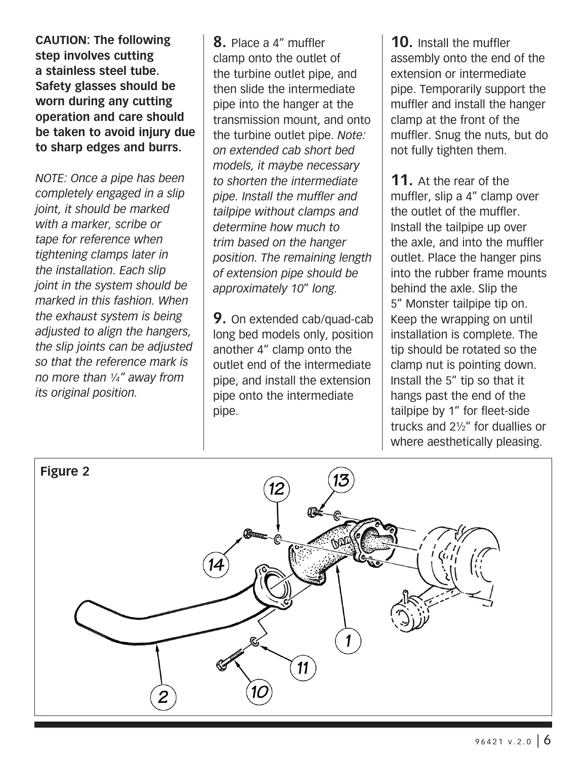**CAUTION: The following step involves cutting a stainless steel tube. Safety glasses should be worn during any cutting operation and care should be taken to avoid injury due to sharp edges and burrs.**

*NOTE: Once a pipe has been completely engaged in a slip joint, it should be marked with a marker, scribe or tape for reference when tightening clamps later in the installation. Each slip joint in the system should be marked in this fashion. When the exhaust system is being adjusted to align the hangers, the slip joints can be adjusted so that the reference mark is no more than ¼" away from its original position.*

**8.** Place a 4" muffler clamp onto the outlet of the turbine outlet pipe, and then slide the intermediate pipe into the hanger at the transmission mount, and onto the turbine outlet pipe. *Note: on extended cab short bed models, it maybe necessary to shorten the intermediate pipe. Install the muffler and tailpipe without clamps and determine how much to trim based on the hanger position. The remaining length of extension pipe should be approximately 10" long.*

**9.** On extended cab/quad-cab long bed models only, position another 4" clamp onto the outlet end of the intermediate pipe, and install the extension pipe onto the intermediate pipe.

**10.** Install the muffler assembly onto the end of the extension or intermediate pipe. Temporarily support the muffler and install the hanger clamp at the front of the muffler. Snug the nuts, but do not fully tighten them.

**11.** At the rear of the muffler, slip a 4" clamp over the outlet of the muffler. Install the tailpipe up over the axle, and into the muffler outlet. Place the hanger pins into the rubber frame mounts behind the axle. Slip the 5" Monster tailpipe tip on. Keep the wrapping on until installation is complete. The tip should be rotated so the clamp nut is pointing down. Install the 5" tip so that it hangs past the end of the tailpipe by 1" for fleet-side trucks and 2½" for duallies or where aesthetically pleasing.

**Figure 2**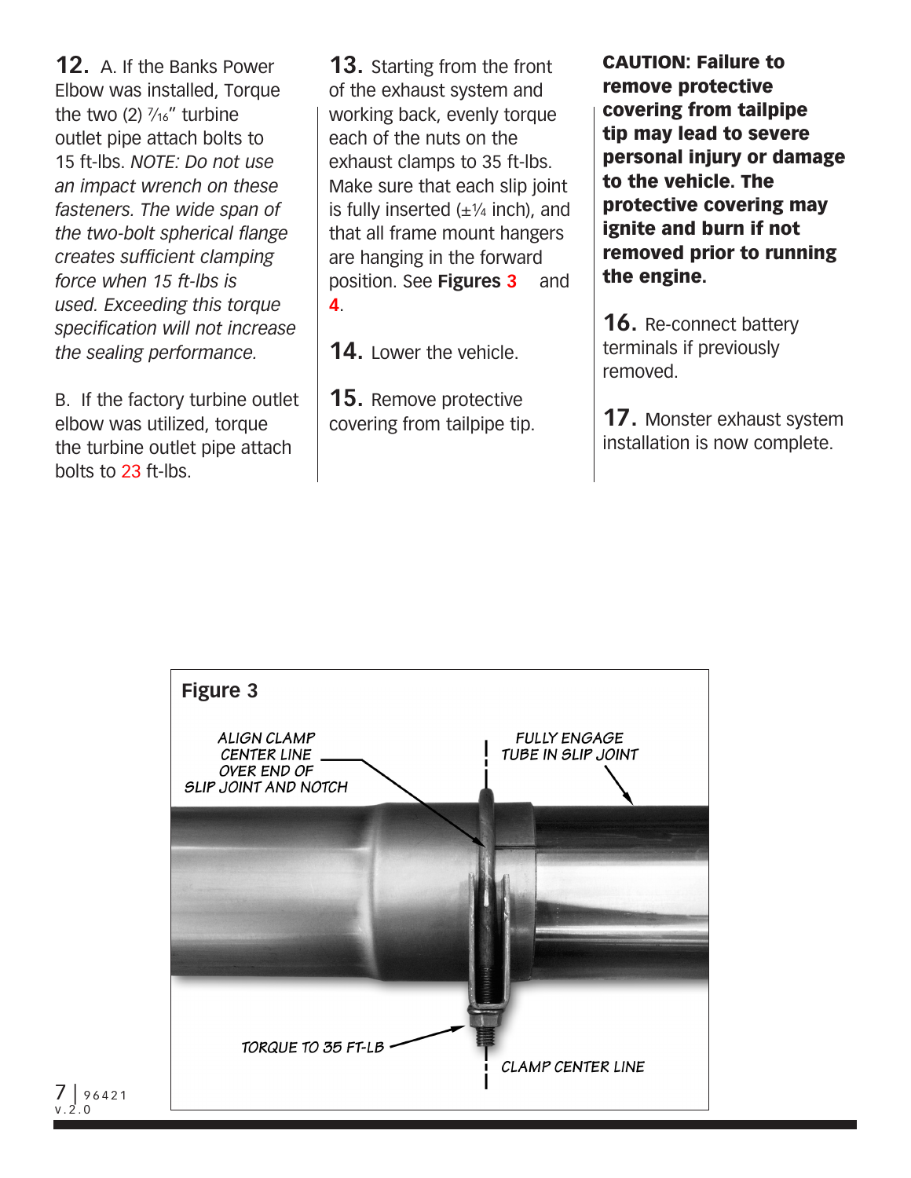**12.** A. If the Banks Power Elbow was installed, Torque the two (2) 7⁄16" turbine outlet pipe attach bolts to 15 ft-lbs. *NOTE: Do not use an impact wrench on these fasteners. The wide span of the two-bolt spherical flange creates sufficient clamping force when 15 ft-lbs is used. Exceeding this torque specification will not increase the sealing performance.*

B. If the factory turbine outlet elbow was utilized, torque the turbine outlet pipe attach bolts to 23 ft-lbs.

**13.** Starting from the front of the exhaust system and working back, evenly torque each of the nuts on the exhaust clamps to 35 ft-lbs. Make sure that each slip joint is fully inserted (±1⁄4 inch), and that all frame mount hangers are hanging in the forward position. See **Figures 3** and **4**.

**14.** Lower the vehicle.

**15.** Remove protective covering from tailpipe tip.

**CAUTION: Failure to remove protective covering from tailpipe tip may lead to severe personal injury or damage to the vehicle. The protective covering may ignite and burn if not removed prior to running the engine.**

**16.** Re-connect battery terminals if previously removed.

**17.** Monster exhaust system installation is now complete.

**Figure 3**

ALIGN CLAMP CENTER LINE OVER END OF SLIP JOINT AND NOTCH

FULLY ENGAGE TUBE IN SLIP JOINT

TORQUE TO 35 FT-LB

CLAMP CENTER LINE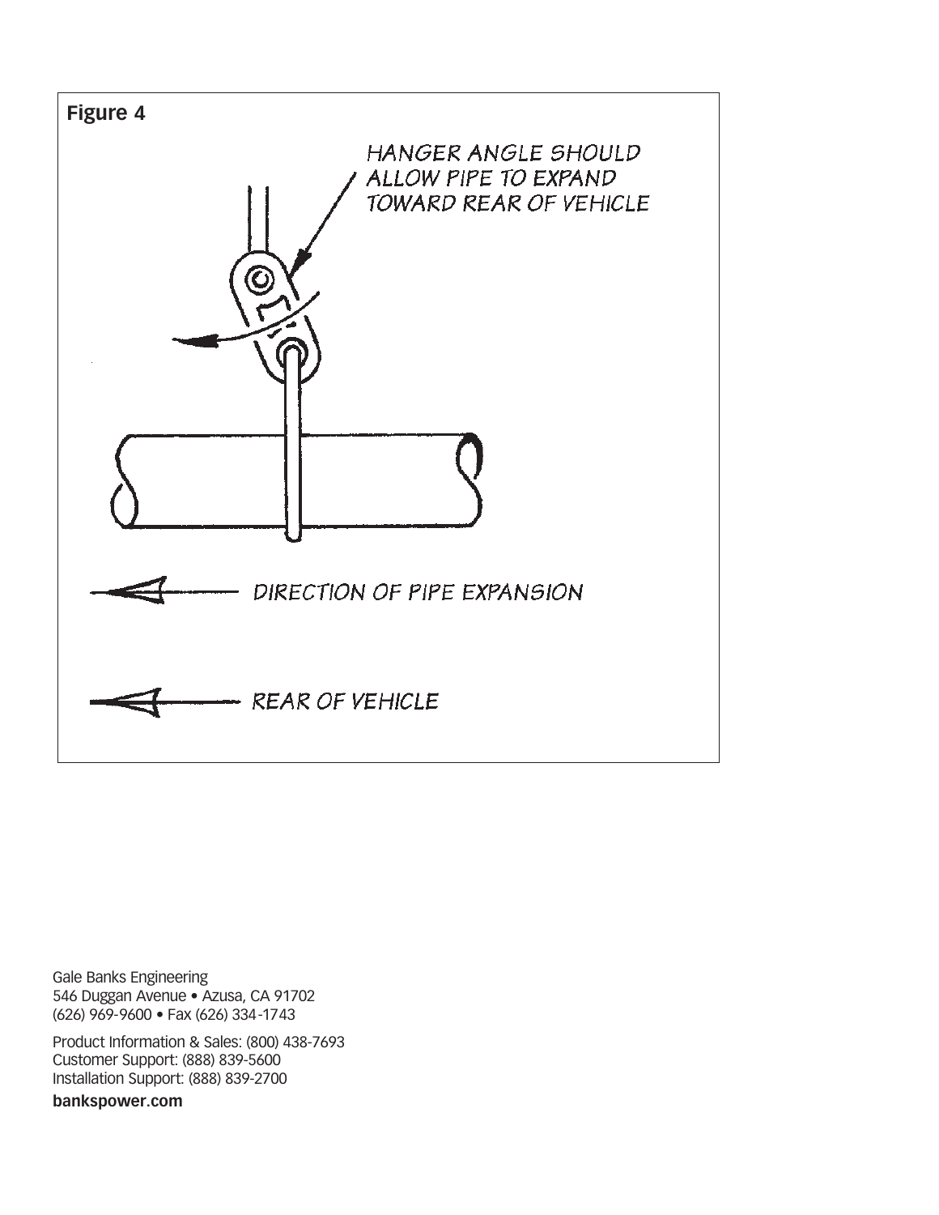**Figure 4**

HANGER ANGLE SHOULD ALLOW PIPE TO EXPAND TOWARD REAR OF VEHICLE

DIRECTION OF PIPE EXPANSION

REAR OF VEHICLE

Gale Banks Engineering
546 Duggan Avenue • Azusa, CA 91702
(626) 969-9600 • Fax (626) 334-1743

Product Information & Sales: (800) 438-7693
Customer Support: (888) 839-5600
Installation Support: (888) 839-2700

**bankspower.com**